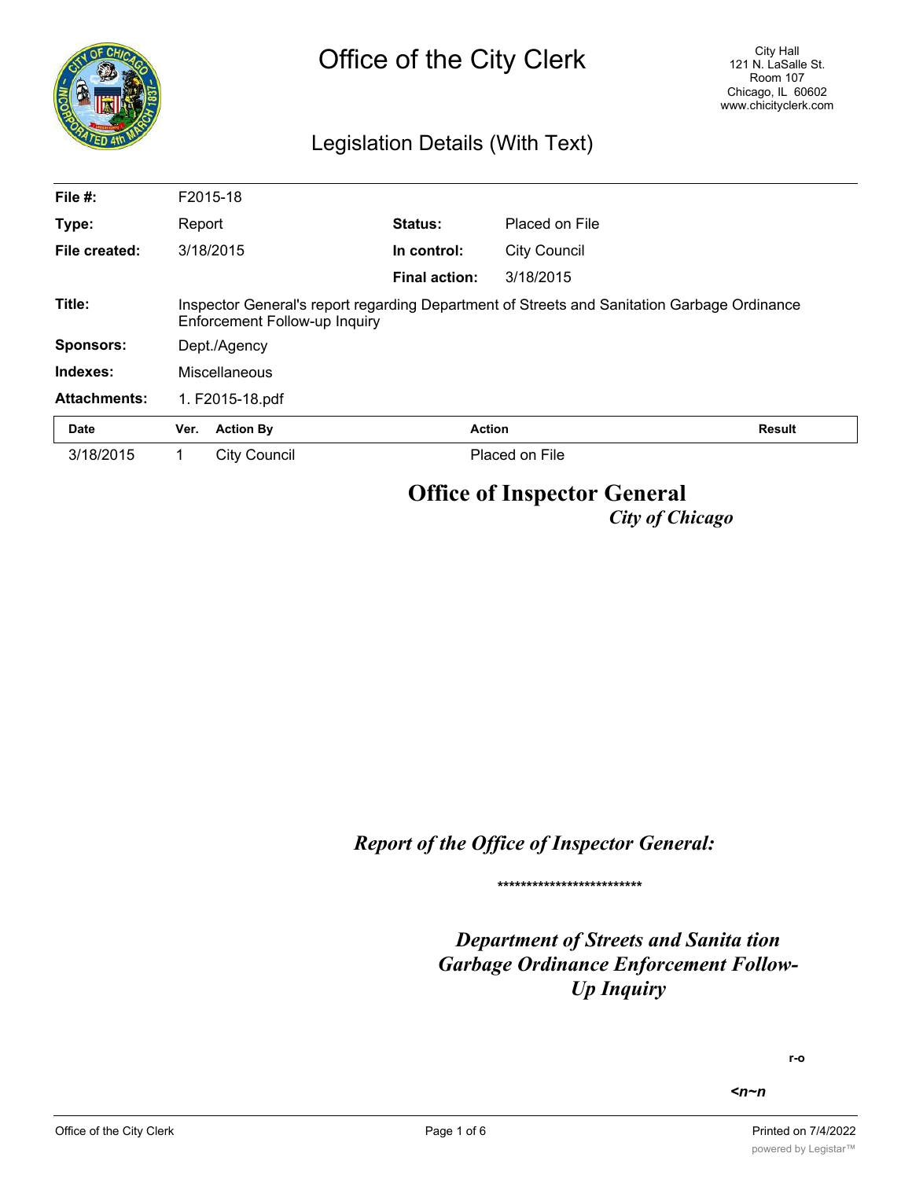# Office of the City Clerk

City Hall
121 N. LaSalle St.
Room 107
Chicago, IL 60602
www.chicityclerk.com

## Legislation Details (With Text)

| | | | |
|---|---|---|---|
| **File #:** | F2015-18 | | |
| **Type:** | Report | **Status:** | Placed on File |
| **File created:** | 3/18/2015 | **In control:** | City Council |
| | | **Final action:** | 3/18/2015 |
| **Title:** | Inspector General's report regarding Department of Streets and Sanitation Garbage Ordinance Enforcement Follow-up Inquiry | | |
| **Sponsors:** | Dept./Agency | | |
| **Indexes:** | Miscellaneous | | |
| **Attachments:** | 1. F2015-18.pdf | | |

| Date | Ver. | Action By | Action | Result |
|---|---|---|---|---|
| 3/18/2015 | 1 | City Council | Placed on File | |

# Office of Inspector General

*City of Chicago*

## *Report of the Office of Inspector General:*

*************************

## *Department of Streets and Sanita tion Garbage Ordinance Enforcement Follow-Up Inquiry*

r-o

*<n~n*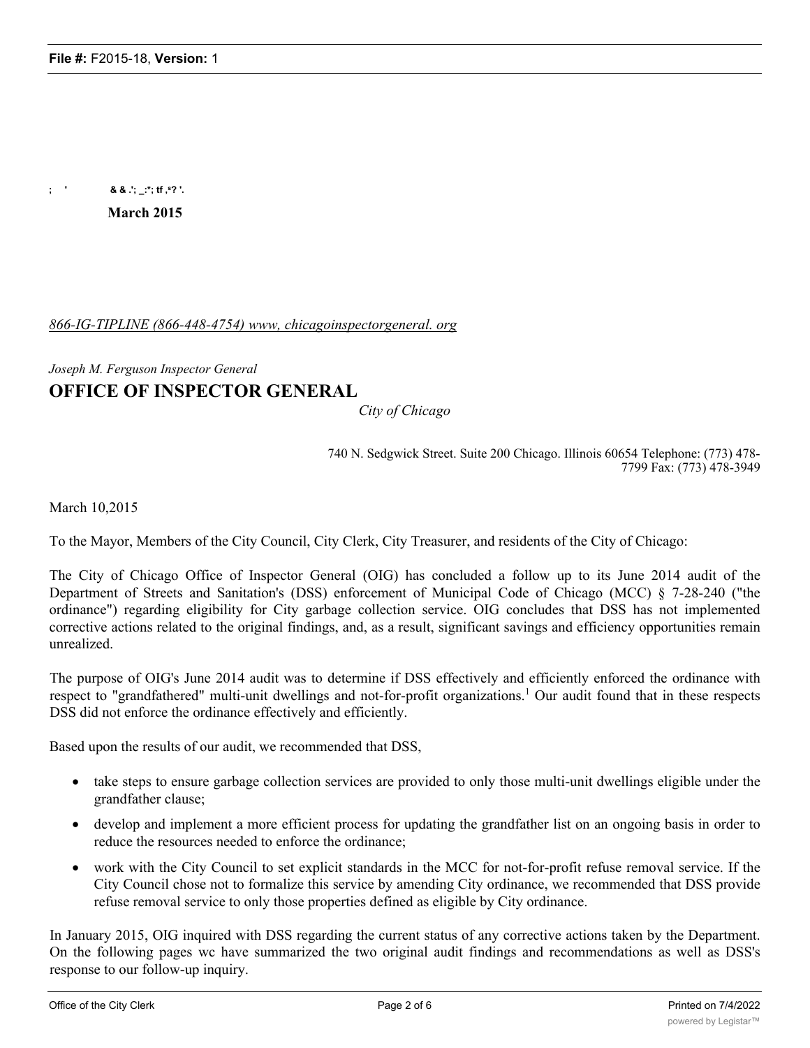; ' & & .'; _:*; tf ,ᵃ? '.

**March 2015**

*866-IG-TIPLINE (866-448-4754) www, chicagoinspectorgeneral. org*

*Joseph M. Ferguson Inspector General*

# OFFICE OF INSPECTOR GENERAL

*City of Chicago*

740 N. Sedgwick Street. Suite 200 Chicago. Illinois 60654 Telephone: (773) 478-7799 Fax: (773) 478-3949

March 10,2015

To the Mayor, Members of the City Council, City Clerk, City Treasurer, and residents of the City of Chicago:

The City of Chicago Office of Inspector General (OIG) has concluded a follow up to its June 2014 audit of the Department of Streets and Sanitation's (DSS) enforcement of Municipal Code of Chicago (MCC) § 7-28-240 ("the ordinance") regarding eligibility for City garbage collection service. OIG concludes that DSS has not implemented corrective actions related to the original findings, and, as a result, significant savings and efficiency opportunities remain unrealized.

The purpose of OIG's June 2014 audit was to determine if DSS effectively and efficiently enforced the ordinance with respect to "grandfathered" multi-unit dwellings and not-for-profit organizations.[1] Our audit found that in these respects DSS did not enforce the ordinance effectively and efficiently.

Based upon the results of our audit, we recommended that DSS,

- take steps to ensure garbage collection services are provided to only those multi-unit dwellings eligible under the grandfather clause;
- develop and implement a more efficient process for updating the grandfather list on an ongoing basis in order to reduce the resources needed to enforce the ordinance;
- work with the City Council to set explicit standards in the MCC for not-for-profit refuse removal service. If the City Council chose not to formalize this service by amending City ordinance, we recommended that DSS provide refuse removal service to only those properties defined as eligible by City ordinance.

In January 2015, OIG inquired with DSS regarding the current status of any corrective actions taken by the Department. On the following pages wc have summarized the two original audit findings and recommendations as well as DSS's response to our follow-up inquiry.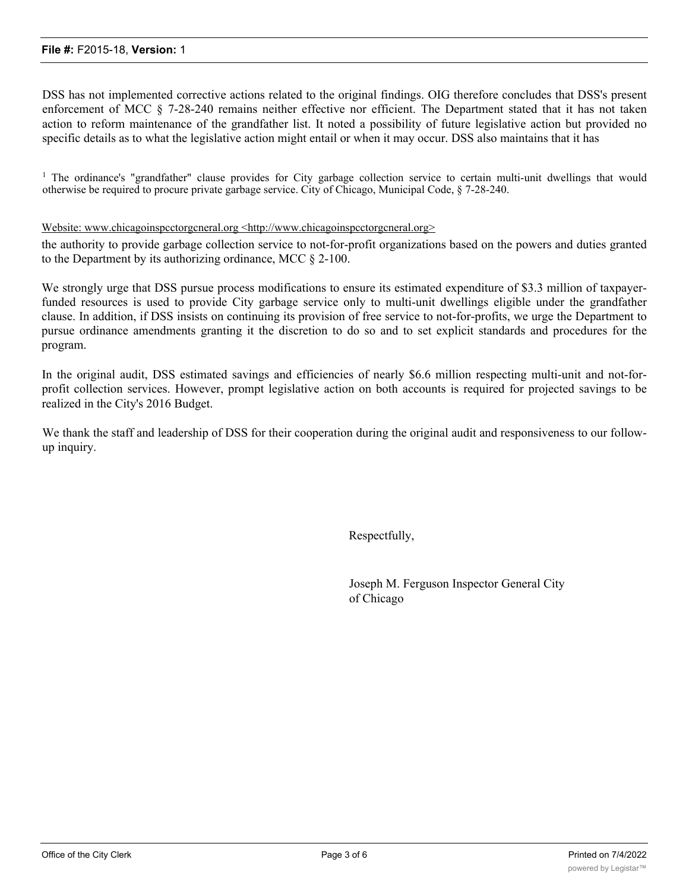DSS has not implemented corrective actions related to the original findings. OIG therefore concludes that DSS's present enforcement of MCC § 7-28-240 remains neither effective nor efficient. The Department stated that it has not taken action to reform maintenance of the grandfather list. It noted a possibility of future legislative action but provided no specific details as to what the legislative action might entail or when it may occur. DSS also maintains that it has

[1] The ordinance's "grandfather" clause provides for City garbage collection service to certain multi-unit dwellings that would otherwise be required to procure private garbage service. City of Chicago, Municipal Code, § 7-28-240.

Website: www.chicagoinspcctorgcneral.org <http://www.chicagoinspcctorgcneral.org>

the authority to provide garbage collection service to not-for-profit organizations based on the powers and duties granted to the Department by its authorizing ordinance, MCC § 2-100.

We strongly urge that DSS pursue process modifications to ensure its estimated expenditure of $3.3 million of taxpayer-funded resources is used to provide City garbage service only to multi-unit dwellings eligible under the grandfather clause. In addition, if DSS insists on continuing its provision of free service to not-for-profits, we urge the Department to pursue ordinance amendments granting it the discretion to do so and to set explicit standards and procedures for the program.

In the original audit, DSS estimated savings and efficiencies of nearly $6.6 million respecting multi-unit and not-for-profit collection services. However, prompt legislative action on both accounts is required for projected savings to be realized in the City's 2016 Budget.

We thank the staff and leadership of DSS for their cooperation during the original audit and responsiveness to our follow-up inquiry.

Respectfully,

Joseph M. Ferguson Inspector General City of Chicago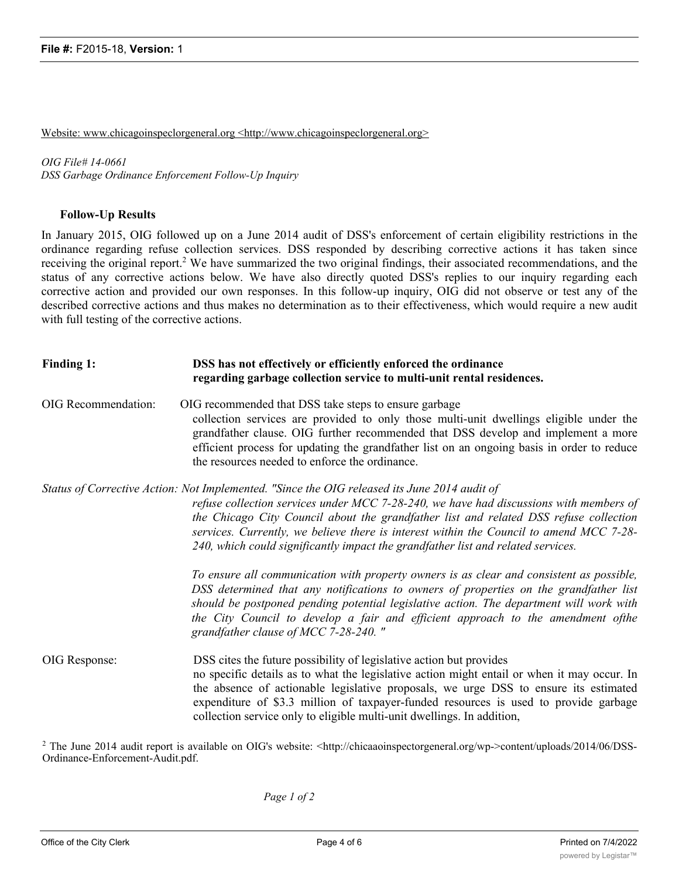Website: www.chicagoinspeclorgeneral.org <http://www.chicagoinspeclorgeneral.org>

*OIG File# 14-0661*
*DSS Garbage Ordinance Enforcement Follow-Up Inquiry*

**Follow-Up Results**

In January 2015, OIG followed up on a June 2014 audit of DSS's enforcement of certain eligibility restrictions in the ordinance regarding refuse collection services. DSS responded by describing corrective actions it has taken since receiving the original report.[2] We have summarized the two original findings, their associated recommendations, and the status of any corrective actions below. We have also directly quoted DSS's replies to our inquiry regarding each corrective action and provided our own responses. In this follow-up inquiry, OIG did not observe or test any of the described corrective actions and thus makes no determination as to their effectiveness, which would require a new audit with full testing of the corrective actions.

**Finding 1:** **DSS has not effectively or efficiently enforced the ordinance regarding garbage collection service to multi-unit rental residences.**

OIG Recommendation: OIG recommended that DSS take steps to ensure garbage collection services are provided to only those multi-unit dwellings eligible under the grandfather clause. OIG further recommended that DSS develop and implement a more efficient process for updating the grandfather list on an ongoing basis in order to reduce the resources needed to enforce the ordinance.

*Status of Corrective Action: Not Implemented. "Since the OIG released its June 2014 audit of refuse collection services under MCC 7-28-240, we have had discussions with members of the Chicago City Council about the grandfather list and related DSS refuse collection services. Currently, we believe there is interest within the Council to amend MCC 7-28-240, which could significantly impact the grandfather list and related services.*

*To ensure all communication with property owners is as clear and consistent as possible, DSS determined that any notifications to owners of properties on the grandfather list should be postponed pending potential legislative action. The department will work with the City Council to develop a fair and efficient approach to the amendment ofthe grandfather clause of MCC 7-28-240. "*

OIG Response: DSS cites the future possibility of legislative action but provides no specific details as to what the legislative action might entail or when it may occur. In the absence of actionable legislative proposals, we urge DSS to ensure its estimated expenditure of $3.3 million of taxpayer-funded resources is used to provide garbage collection service only to eligible multi-unit dwellings. In addition,

[2] The June 2014 audit report is available on OIG's website: <http://chicaaoinspectorgeneral.org/wp->content/uploads/2014/06/DSS-Ordinance-Enforcement-Audit.pdf.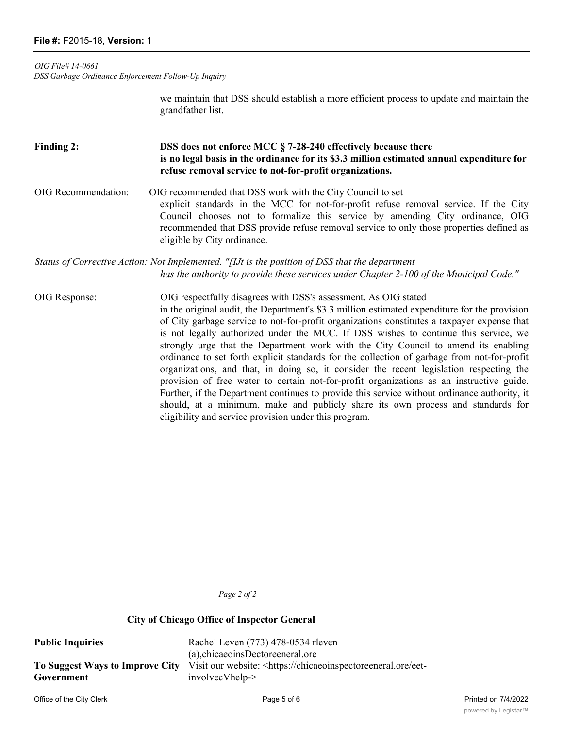*OIG File# 14-0661*
*DSS Garbage Ordinance Enforcement Follow-Up Inquiry*

we maintain that DSS should establish a more efficient process to update and maintain the grandfather list.

**Finding 2:** **DSS does not enforce MCC § 7-28-240 effectively because there is no legal basis in the ordinance for its $3.3 million estimated annual expenditure for refuse removal service to not-for-profit organizations.**

OIG Recommendation: OIG recommended that DSS work with the City Council to set explicit standards in the MCC for not-for-profit refuse removal service. If the City Council chooses not to formalize this service by amending City ordinance, OIG recommended that DSS provide refuse removal service to only those properties defined as eligible by City ordinance.

*Status of Corrective Action: Not Implemented. "[IJt is the position of DSS that the department has the authority to provide these services under Chapter 2-100 of the Municipal Code."*

OIG Response: OIG respectfully disagrees with DSS's assessment. As OIG stated in the original audit, the Department's $3.3 million estimated expenditure for the provision of City garbage service to not-for-profit organizations constitutes a taxpayer expense that is not legally authorized under the MCC. If DSS wishes to continue this service, we strongly urge that the Department work with the City Council to amend its enabling ordinance to set forth explicit standards for the collection of garbage from not-for-profit organizations, and that, in doing so, it consider the recent legislation respecting the provision of free water to certain not-for-profit organizations as an instructive guide. Further, if the Department continues to provide this service without ordinance authority, it should, at a minimum, make and publicly share its own process and standards for eligibility and service provision under this program.

*Page 2 of 2*

**City of Chicago Office of Inspector General**

| | |
|---|---|
| **Public Inquiries** | Rachel Leven (773) 478-0534 rleven (a),chicaeoinsDectoreeneral.ore |
| **To Suggest Ways to Improve City Government** | Visit our website: <https://chicaeoinspectoreeneral.ore/eet-involvecVhelp-> |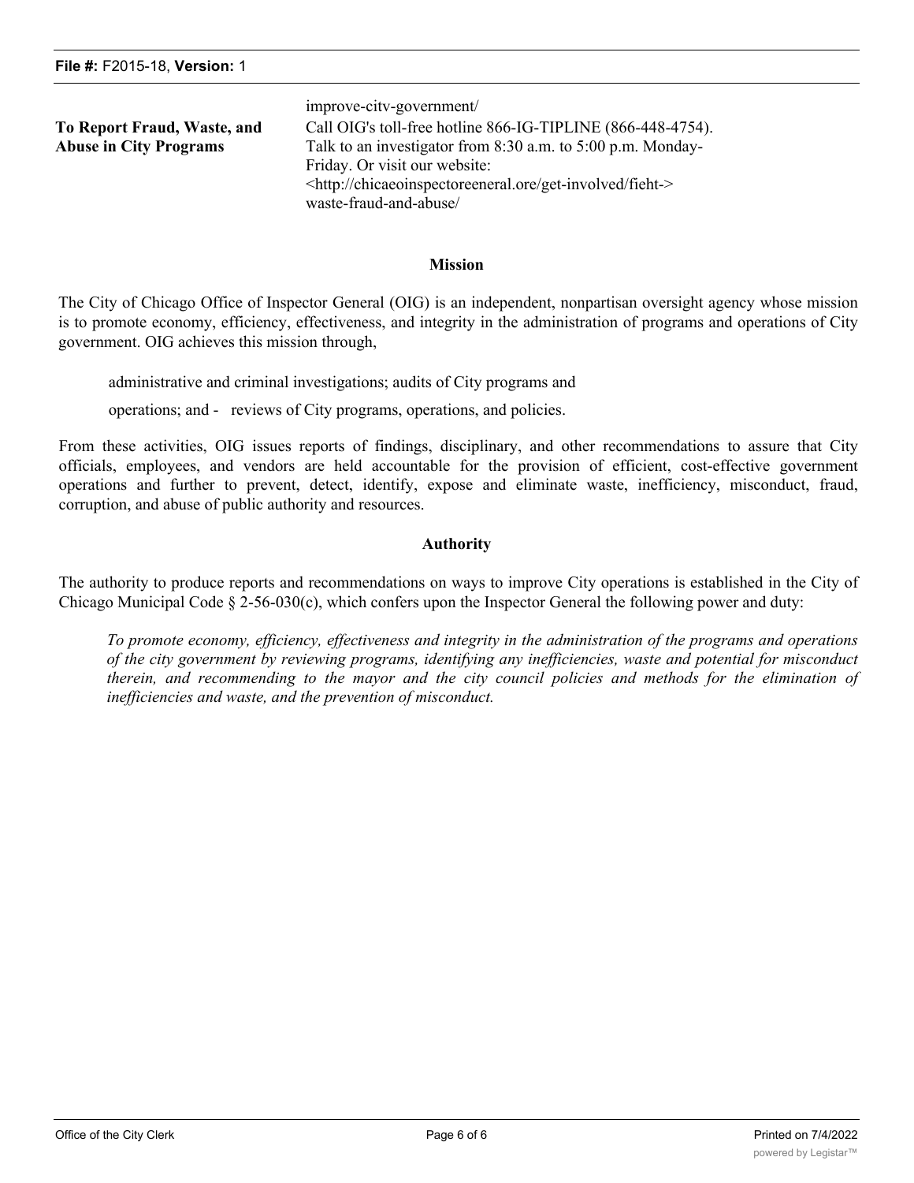| | |
|---|---|
| | improve-citv-government/ |
| **To Report Fraud, Waste, and Abuse in City Programs** | Call OIG's toll-free hotline 866-IG-TIPLINE (866-448-4754). Talk to an investigator from 8:30 a.m. to 5:00 p.m. Monday-Friday. Or visit our website: <http://chicaeoinspectoreeneral.ore/get-involved/fieht-> waste-fraud-and-abuse/ |

**Mission**

The City of Chicago Office of Inspector General (OIG) is an independent, nonpartisan oversight agency whose mission is to promote economy, efficiency, effectiveness, and integrity in the administration of programs and operations of City government. OIG achieves this mission through,

administrative and criminal investigations; audits of City programs and

operations; and - reviews of City programs, operations, and policies.

From these activities, OIG issues reports of findings, disciplinary, and other recommendations to assure that City officials, employees, and vendors are held accountable for the provision of efficient, cost-effective government operations and further to prevent, detect, identify, expose and eliminate waste, inefficiency, misconduct, fraud, corruption, and abuse of public authority and resources.

**Authority**

The authority to produce reports and recommendations on ways to improve City operations is established in the City of Chicago Municipal Code § 2-56-030(c), which confers upon the Inspector General the following power and duty:

*To promote economy, efficiency, effectiveness and integrity in the administration of the programs and operations of the city government by reviewing programs, identifying any inefficiencies, waste and potential for misconduct therein, and recommending to the mayor and the city council policies and methods for the elimination of inefficiencies and waste, and the prevention of misconduct.*